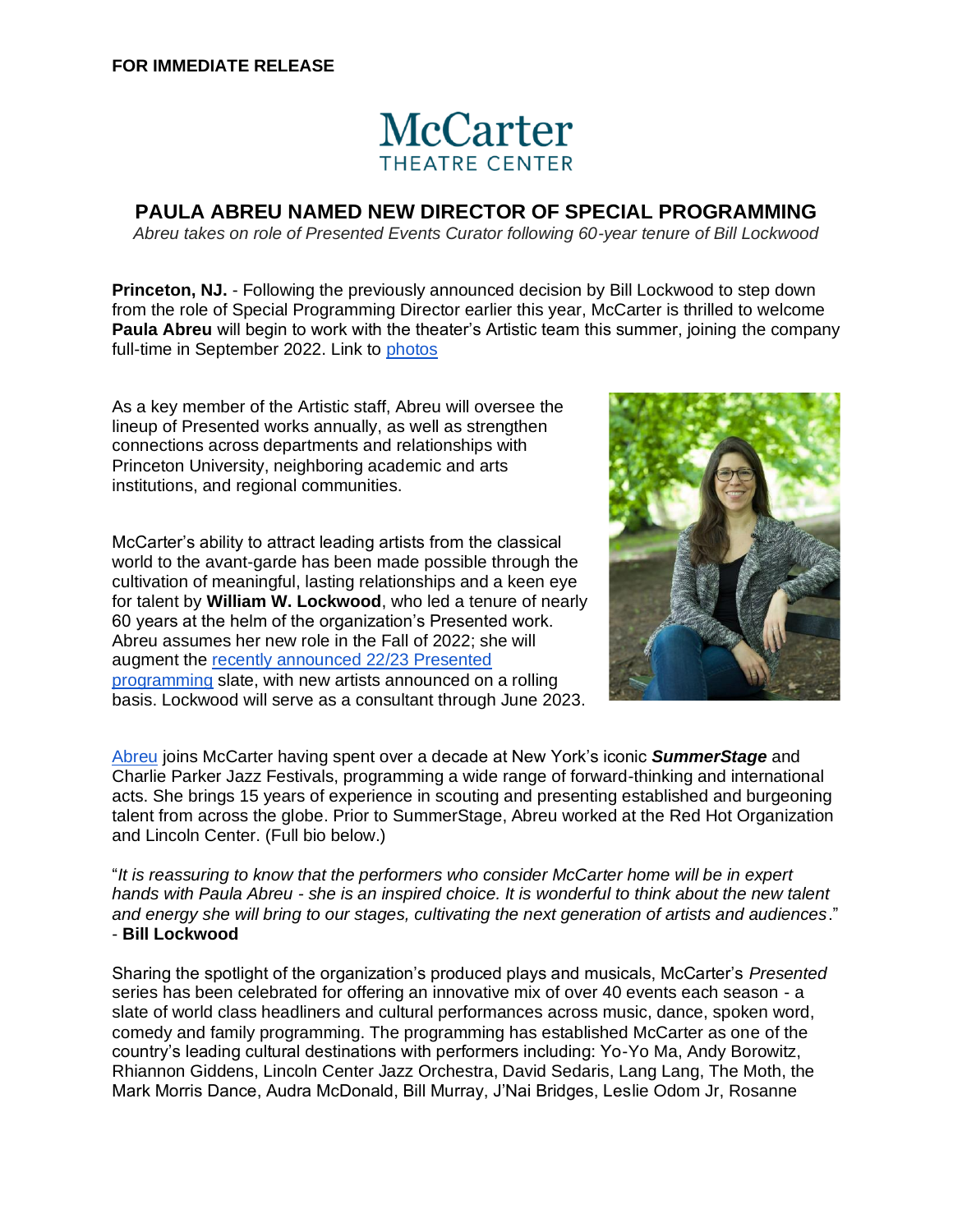**FOR IMMEDIATE RELEASE**

McCarter
THEATRE CENTER

## PAULA ABREU NAMED NEW DIRECTOR OF SPECIAL PROGRAMMING

*Abreu takes on role of Presented Events Curator following 60-year tenure of Bill Lockwood*

**Princeton, NJ.** - Following the previously announced decision by Bill Lockwood to step down from the role of Special Programming Director earlier this year, McCarter is thrilled to welcome **Paula Abreu** will begin to work with the theater's Artistic team this summer, joining the company full-time in September 2022. Link to photos

As a key member of the Artistic staff, Abreu will oversee the lineup of Presented works annually, as well as strengthen connections across departments and relationships with Princeton University, neighboring academic and arts institutions, and regional communities.

McCarter's ability to attract leading artists from the classical world to the avant-garde has been made possible through the cultivation of meaningful, lasting relationships and a keen eye for talent by **William W. Lockwood**, who led a tenure of nearly 60 years at the helm of the organization's Presented work. Abreu assumes her new role in the Fall of 2022; she will augment the recently announced 22/23 Presented programming slate, with new artists announced on a rolling basis. Lockwood will serve as a consultant through June 2023.

Abreu joins McCarter having spent over a decade at New York's iconic ***SummerStage*** and Charlie Parker Jazz Festivals, programming a wide range of forward-thinking and international acts. She brings 15 years of experience in scouting and presenting established and burgeoning talent from across the globe. Prior to SummerStage, Abreu worked at the Red Hot Organization and Lincoln Center. (Full bio below.)

"*It is reassuring to know that the performers who consider McCarter home will be in expert hands with Paula Abreu - she is an inspired choice. It is wonderful to think about the new talent and energy she will bring to our stages, cultivating the next generation of artists and audiences*."
- **Bill Lockwood**

Sharing the spotlight of the organization's produced plays and musicals, McCarter's *Presented* series has been celebrated for offering an innovative mix of over 40 events each season - a slate of world class headliners and cultural performances across music, dance, spoken word, comedy and family programming. The programming has established McCarter as one of the country's leading cultural destinations with performers including: Yo-Yo Ma, Andy Borowitz, Rhiannon Giddens, Lincoln Center Jazz Orchestra, David Sedaris, Lang Lang, The Moth, the Mark Morris Dance, Audra McDonald, Bill Murray, J'Nai Bridges, Leslie Odom Jr, Rosanne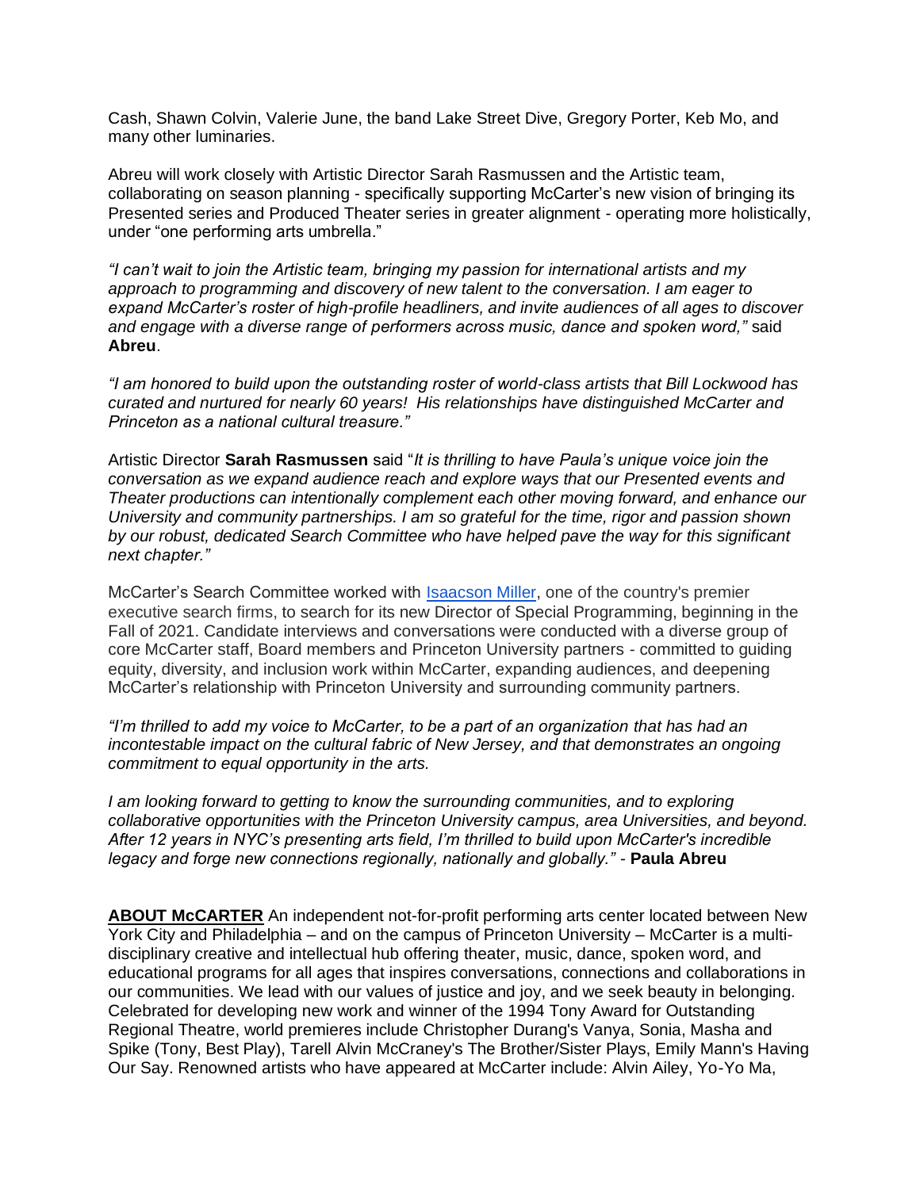Cash, Shawn Colvin, Valerie June, the band Lake Street Dive, Gregory Porter, Keb Mo, and many other luminaries.

Abreu will work closely with Artistic Director Sarah Rasmussen and the Artistic team, collaborating on season planning - specifically supporting McCarter's new vision of bringing its Presented series and Produced Theater series in greater alignment - operating more holistically, under "one performing arts umbrella."

*"I can't wait to join the Artistic team, bringing my passion for international artists and my approach to programming and discovery of new talent to the conversation. I am eager to expand McCarter's roster of high-profile headliners, and invite audiences of all ages to discover and engage with a diverse range of performers across music, dance and spoken word,"* said **Abreu**.

*"I am honored to build upon the outstanding roster of world-class artists that Bill Lockwood has curated and nurtured for nearly 60 years! His relationships have distinguished McCarter and Princeton as a national cultural treasure."*

Artistic Director **Sarah Rasmussen** said "*It is thrilling to have Paula's unique voice join the conversation as we expand audience reach and explore ways that our Presented events and Theater productions can intentionally complement each other moving forward, and enhance our University and community partnerships. I am so grateful for the time, rigor and passion shown by our robust, dedicated Search Committee who have helped pave the way for this significant next chapter."*

McCarter's Search Committee worked with [Isaacson Miller](), one of the country's premier executive search firms, to search for its new Director of Special Programming, beginning in the Fall of 2021. Candidate interviews and conversations were conducted with a diverse group of core McCarter staff, Board members and Princeton University partners - committed to guiding equity, diversity, and inclusion work within McCarter, expanding audiences, and deepening McCarter's relationship with Princeton University and surrounding community partners.

*"I'm thrilled to add my voice to McCarter, to be a part of an organization that has had an incontestable impact on the cultural fabric of New Jersey, and that demonstrates an ongoing commitment to equal opportunity in the arts.*

*I am looking forward to getting to know the surrounding communities, and to exploring collaborative opportunities with the Princeton University campus, area Universities, and beyond. After 12 years in NYC's presenting arts field, I'm thrilled to build upon McCarter's incredible legacy and forge new connections regionally, nationally and globally."* - **Paula Abreu**

**ABOUT McCARTER** An independent not-for-profit performing arts center located between New York City and Philadelphia – and on the campus of Princeton University – McCarter is a multi-disciplinary creative and intellectual hub offering theater, music, dance, spoken word, and educational programs for all ages that inspires conversations, connections and collaborations in our communities. We lead with our values of justice and joy, and we seek beauty in belonging. Celebrated for developing new work and winner of the 1994 Tony Award for Outstanding Regional Theatre, world premieres include Christopher Durang's Vanya, Sonia, Masha and Spike (Tony, Best Play), Tarell Alvin McCraney's The Brother/Sister Plays, Emily Mann's Having Our Say. Renowned artists who have appeared at McCarter include: Alvin Ailey, Yo-Yo Ma,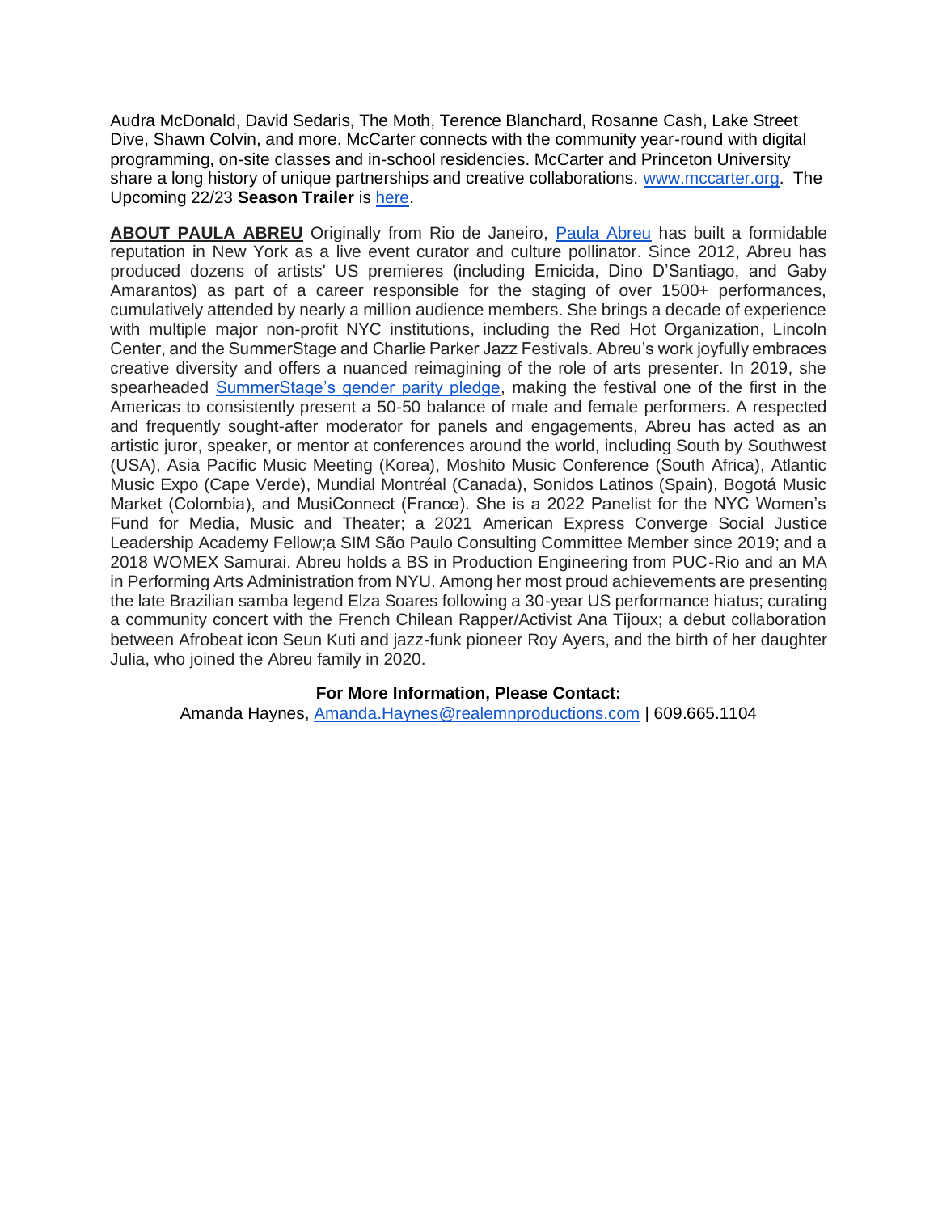Audra McDonald, David Sedaris, The Moth, Terence Blanchard, Rosanne Cash, Lake Street Dive, Shawn Colvin, and more. McCarter connects with the community year-round with digital programming, on-site classes and in-school residencies. McCarter and Princeton University share a long history of unique partnerships and creative collaborations. www.mccarter.org. The Upcoming 22/23 **Season Trailer** is here.

**ABOUT PAULA ABREU** Originally from Rio de Janeiro, Paula Abreu has built a formidable reputation in New York as a live event curator and culture pollinator. Since 2012, Abreu has produced dozens of artists' US premieres (including Emicida, Dino D'Santiago, and Gaby Amarantos) as part of a career responsible for the staging of over 1500+ performances, cumulatively attended by nearly a million audience members. She brings a decade of experience with multiple major non-profit NYC institutions, including the Red Hot Organization, Lincoln Center, and the SummerStage and Charlie Parker Jazz Festivals. Abreu's work joyfully embraces creative diversity and offers a nuanced reimagining of the role of arts presenter. In 2019, she spearheaded SummerStage's gender parity pledge, making the festival one of the first in the Americas to consistently present a 50-50 balance of male and female performers. A respected and frequently sought-after moderator for panels and engagements, Abreu has acted as an artistic juror, speaker, or mentor at conferences around the world, including South by Southwest (USA), Asia Pacific Music Meeting (Korea), Moshito Music Conference (South Africa), Atlantic Music Expo (Cape Verde), Mundial Montréal (Canada), Sonidos Latinos (Spain), Bogotá Music Market (Colombia), and MusiConnect (France). She is a 2022 Panelist for the NYC Women's Fund for Media, Music and Theater; a 2021 American Express Converge Social Justice Leadership Academy Fellow;a SIM São Paulo Consulting Committee Member since 2019; and a 2018 WOMEX Samurai. Abreu holds a BS in Production Engineering from PUC-Rio and an MA in Performing Arts Administration from NYU. Among her most proud achievements are presenting the late Brazilian samba legend Elza Soares following a 30-year US performance hiatus; curating a community concert with the French Chilean Rapper/Activist Ana Tijoux; a debut collaboration between Afrobeat icon Seun Kuti and jazz-funk pioneer Roy Ayers, and the birth of her daughter Julia, who joined the Abreu family in 2020.

**For More Information, Please Contact:**
Amanda Haynes, Amanda.Haynes@realemnproductions.com | 609.665.1104